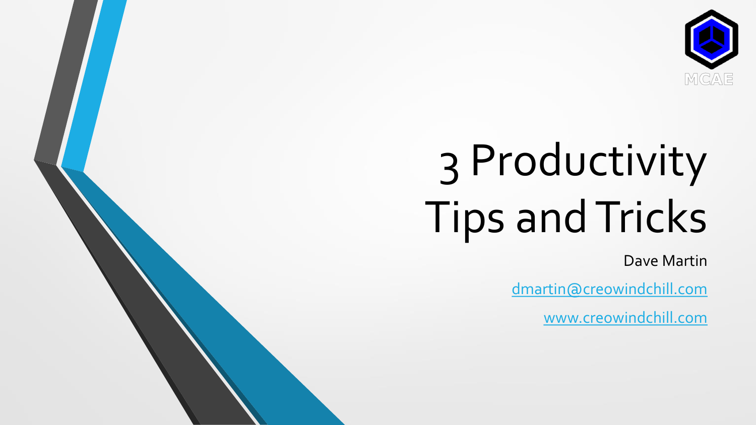# 3 Productivity Tips and Tricks

Dave Martin

[dmartin@creowindchill.com](mailto:dmartin@creowindchill.com)

[www.creowindchill.com](http://www.creowindchill.com)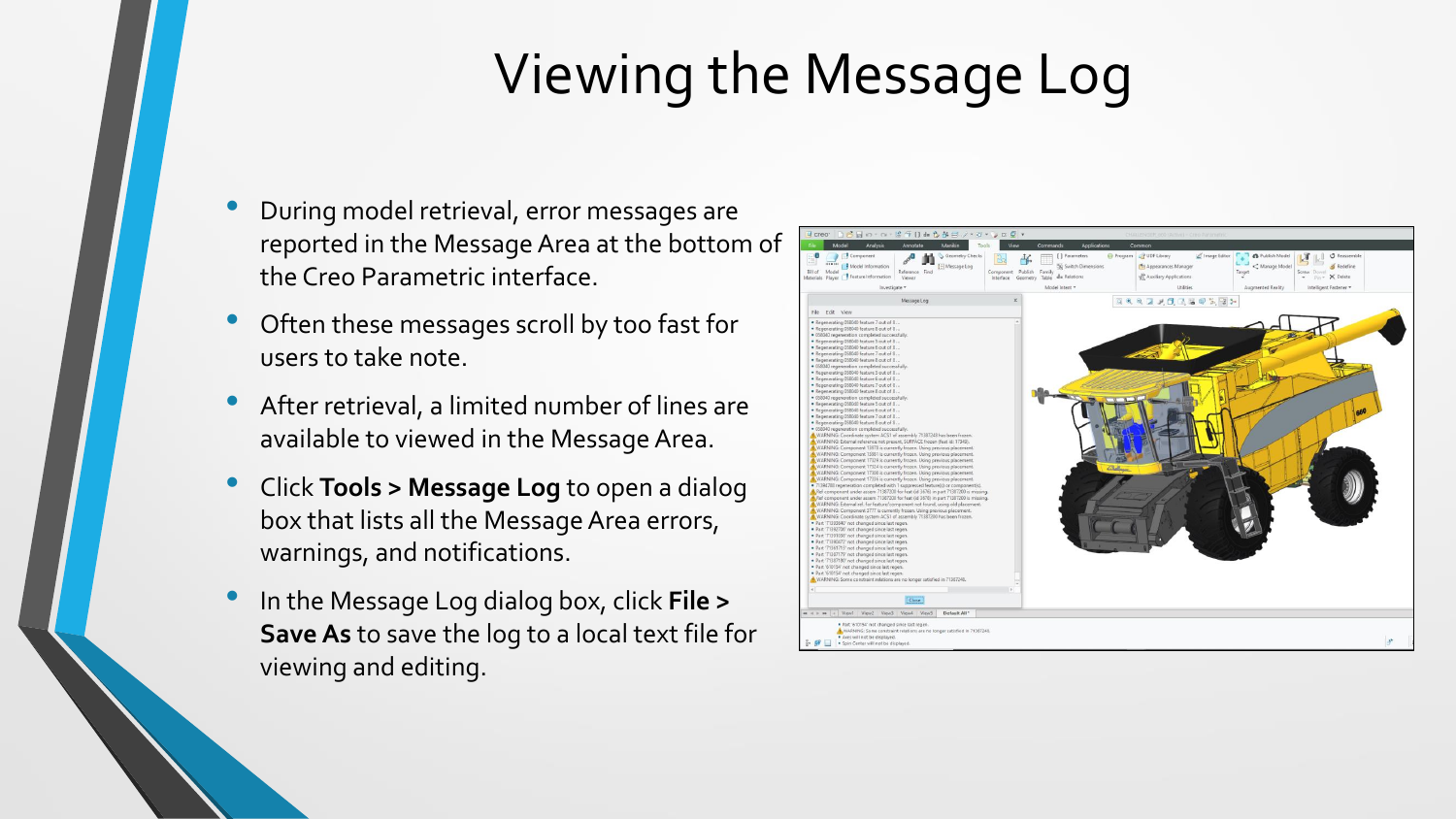# Viewing the Message Log

- During model retrieval, error messages are reported in the Message Area at the bottom of the Creo Parametric interface.
- Often these messages scroll by too fast for users to take note.
- After retrieval, a limited number of lines are available to viewed in the Message Area.
- Click **Tools > Message Log** to open a dialog box that lists all the Message Area errors, warnings, and notifications.
- In the Message Log dialog box, click **File > Save As** to save the log to a local text file for viewing and editing.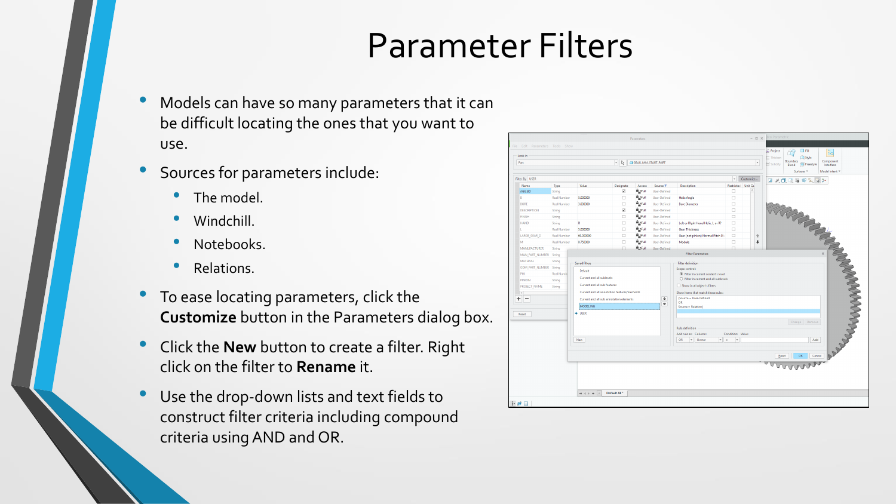# Parameter Filters

- Models can have so many parameters that it can be difficult locating the ones that you want to use.
- Sources for parameters include:
  - The model.
  - Windchill.
  - Notebooks.
  - Relations.
- To ease locating parameters, click the **Customize** button in the Parameters dialog box.
- Click the **New** button to create a filter. Right click on the filter to **Rename** it.
- Use the drop-down lists and text fields to construct filter criteria including compound criteria using AND and OR.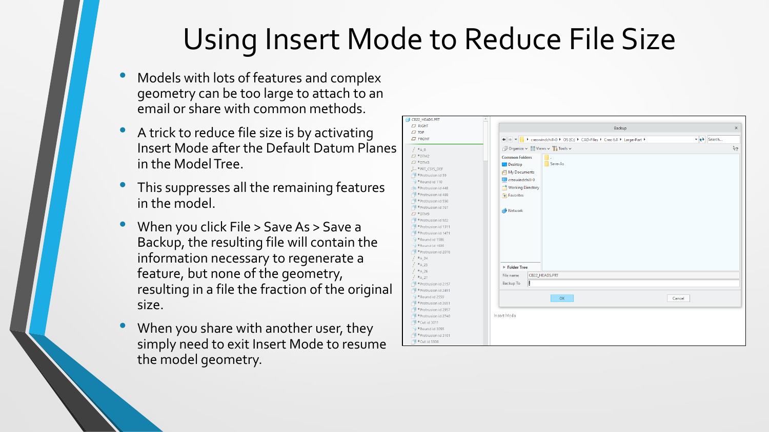# Using Insert Mode to Reduce File Size

- Models with lots of features and complex geometry can be too large to attach to an email or share with common methods.
- A trick to reduce file size is by activating Insert Mode after the Default Datum Planes in the Model Tree.
- This suppresses all the remaining features in the model.
- When you click File > Save As > Save a Backup, the resulting file will contain the information necessary to regenerate a feature, but none of the geometry, resulting in a file the fraction of the original size.
- When you share with another user, they simply need to exit Insert Mode to resume the model geometry.